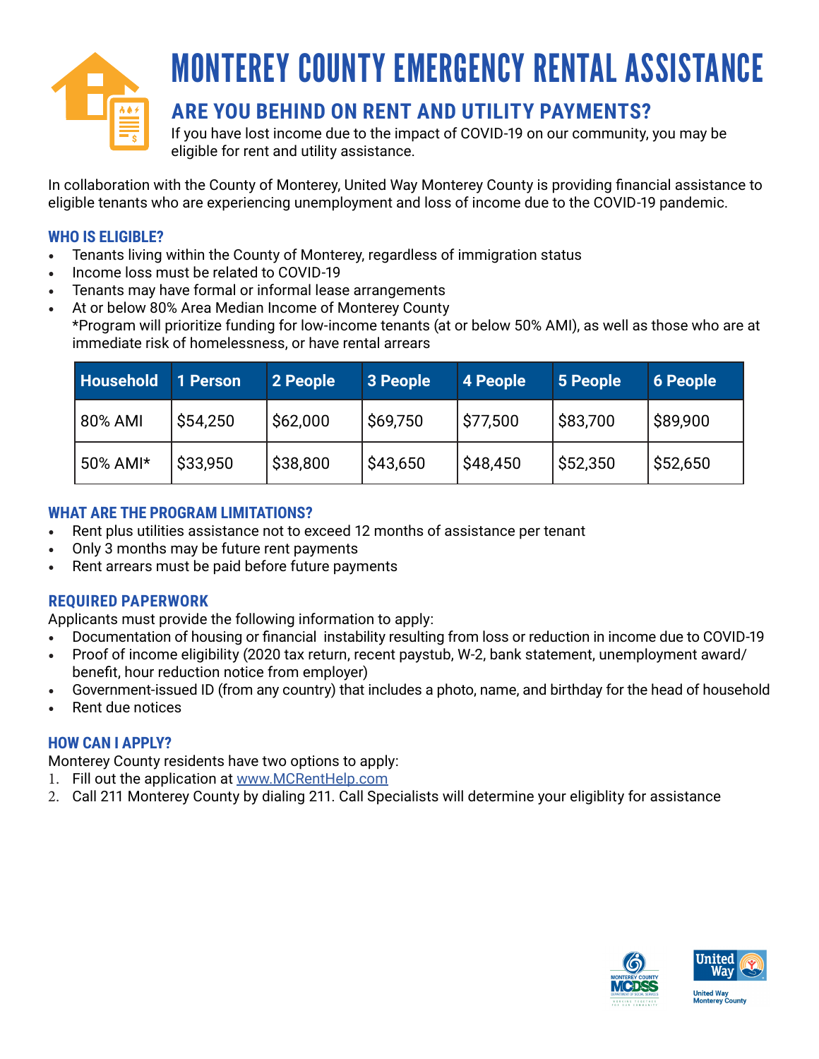# MONTEREY COUNTY EMERGENCY RENTAL ASSISTANCE

## ARE YOU BEHIND ON RENT AND UTILITY PAYMENTS?

If you have lost income due to the impact of COVID-19 on our community, you may be eligible for rent and utility assistance.

In collaboration with the County of Monterey, United Way Monterey County is providing financial assistance to eligible tenants who are experiencing unemployment and loss of income due to the COVID-19 pandemic.

### WHO IS ELIGIBLE?

- Tenants living within the County of Monterey, regardless of immigration status
- Income loss must be related to COVID-19
- Tenants may have formal or informal lease arrangements
- At or below 80% Area Median Income of Monterey County
  *Program will prioritize funding for low-income tenants (at or below 50% AMI), as well as those who are at immediate risk of homelessness, or have rental arrears

| Household | 1 Person | 2 People | 3 People | 4 People | 5 People | 6 People |
|---|---|---|---|---|---|---|
| 80% AMI | $54,250 | $62,000 | $69,750 | $77,500 | $83,700 | $89,900 |
| 50% AMI* | $33,950 | $38,800 | $43,650 | $48,450 | $52,350 | $52,650 |

### WHAT ARE THE PROGRAM LIMITATIONS?

- Rent plus utilities assistance not to exceed 12 months of assistance per tenant
- Only 3 months may be future rent payments
- Rent arrears must be paid before future payments

### REQUIRED PAPERWORK

Applicants must provide the following information to apply:

- Documentation of housing or financial instability resulting from loss or reduction in income due to COVID-19
- Proof of income eligibility (2020 tax return, recent paystub, W-2, bank statement, unemployment award/benefit, hour reduction notice from employer)
- Government-issued ID (from any country) that includes a photo, name, and birthday for the head of household
- Rent due notices

### HOW CAN I APPLY?

Monterey County residents have two options to apply:

1. Fill out the application at www.MCRentHelp.com
2. Call 211 Monterey County by dialing 211. Call Specialists will determine your eligiblity for assistance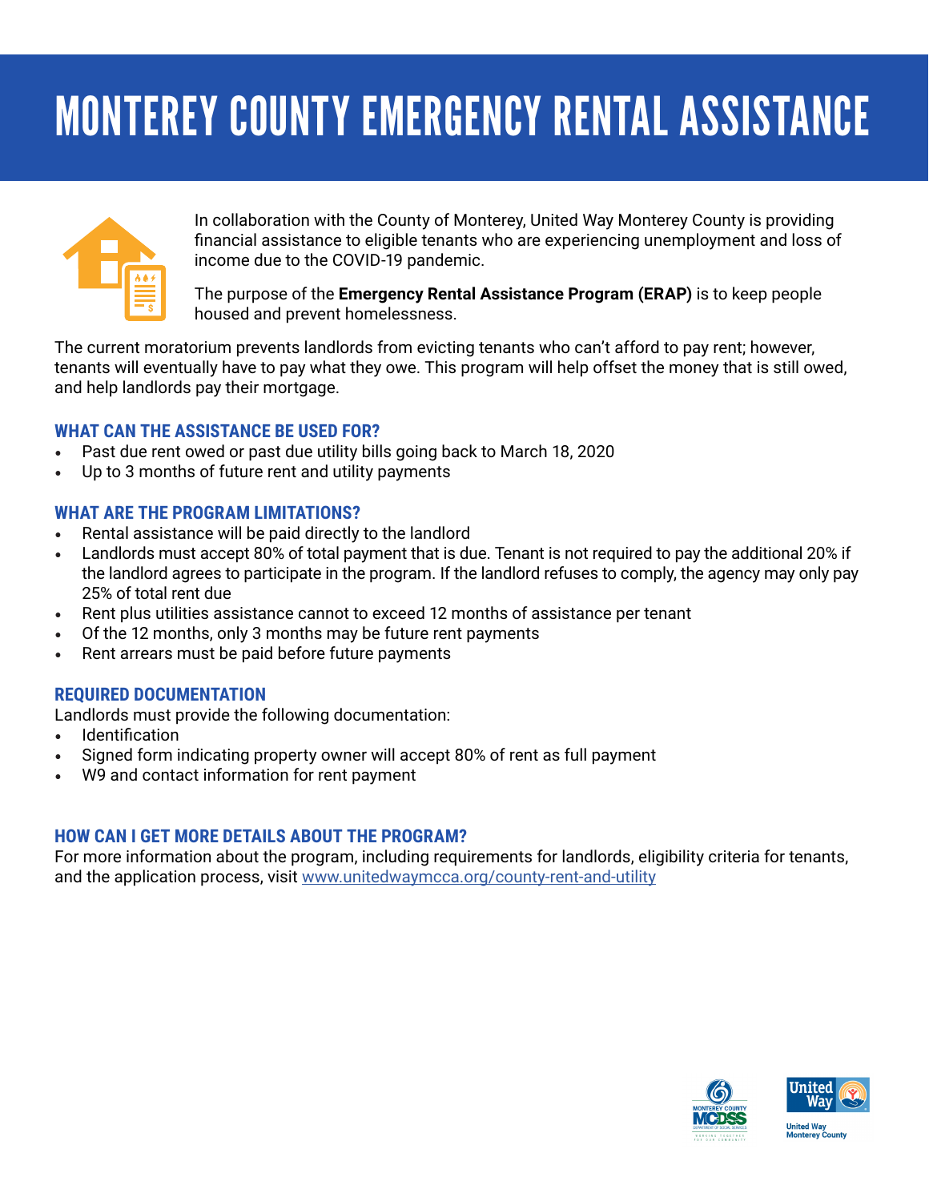# MONTEREY COUNTY EMERGENCY RENTAL ASSISTANCE

In collaboration with the County of Monterey, United Way Monterey County is providing financial assistance to eligible tenants who are experiencing unemployment and loss of income due to the COVID-19 pandemic.

The purpose of the **Emergency Rental Assistance Program (ERAP)** is to keep people housed and prevent homelessness.

The current moratorium prevents landlords from evicting tenants who can't afford to pay rent; however, tenants will eventually have to pay what they owe. This program will help offset the money that is still owed, and help landlords pay their mortgage.

## WHAT CAN THE ASSISTANCE BE USED FOR?

- Past due rent owed or past due utility bills going back to March 18, 2020
- Up to 3 months of future rent and utility payments

## WHAT ARE THE PROGRAM LIMITATIONS?

- Rental assistance will be paid directly to the landlord
- Landlords must accept 80% of total payment that is due. Tenant is not required to pay the additional 20% if the landlord agrees to participate in the program. If the landlord refuses to comply, the agency may only pay 25% of total rent due
- Rent plus utilities assistance cannot to exceed 12 months of assistance per tenant
- Of the 12 months, only 3 months may be future rent payments
- Rent arrears must be paid before future payments

## REQUIRED DOCUMENTATION

Landlords must provide the following documentation:

- Identification
- Signed form indicating property owner will accept 80% of rent as full payment
- W9 and contact information for rent payment

## HOW CAN I GET MORE DETAILS ABOUT THE PROGRAM?

For more information about the program, including requirements for landlords, eligibility criteria for tenants, and the application process, visit [www.unitedwaymcca.org/county-rent-and-utility](www.unitedwaymcca.org/county-rent-and-utility)

MONTEREY COUNTY MCDSS DEPARTMENT OF SOCIAL SERVICES

United Way Monterey County